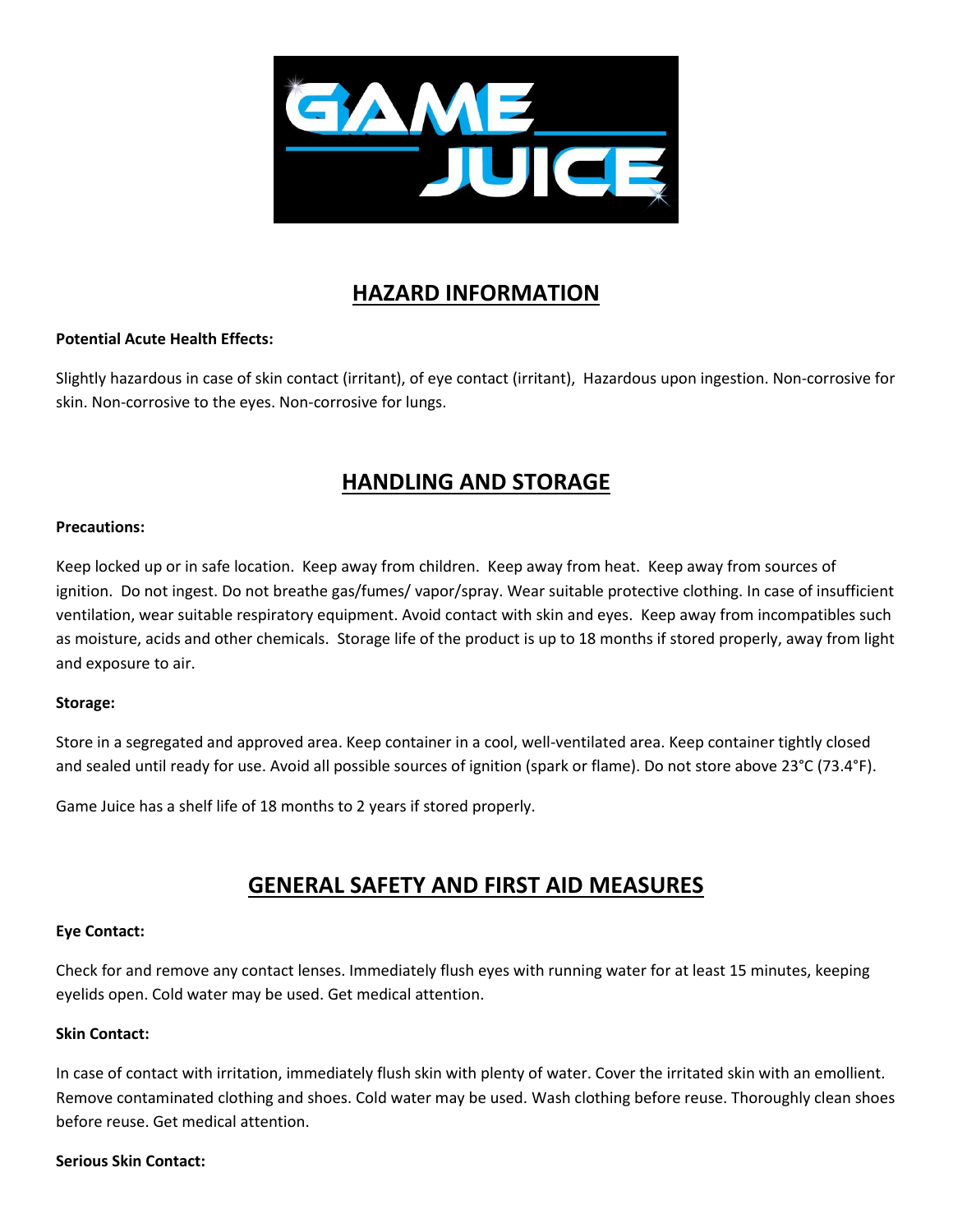# GAME JUICE

## HAZARD INFORMATION

**Potential Acute Health Effects:**

Slightly hazardous in case of skin contact (irritant), of eye contact (irritant), Hazardous upon ingestion. Non-corrosive for skin. Non-corrosive to the eyes. Non-corrosive for lungs.

## HANDLING AND STORAGE

**Precautions:**

Keep locked up or in safe location. Keep away from children. Keep away from heat. Keep away from sources of ignition. Do not ingest. Do not breathe gas/fumes/ vapor/spray. Wear suitable protective clothing. In case of insufficient ventilation, wear suitable respiratory equipment. Avoid contact with skin and eyes. Keep away from incompatibles such as moisture, acids and other chemicals. Storage life of the product is up to 18 months if stored properly, away from light and exposure to air.

**Storage:**

Store in a segregated and approved area. Keep container in a cool, well-ventilated area. Keep container tightly closed and sealed until ready for use. Avoid all possible sources of ignition (spark or flame). Do not store above 23°C (73.4°F).

Game Juice has a shelf life of 18 months to 2 years if stored properly.

## GENERAL SAFETY AND FIRST AID MEASURES

**Eye Contact:**

Check for and remove any contact lenses. Immediately flush eyes with running water for at least 15 minutes, keeping eyelids open. Cold water may be used. Get medical attention.

**Skin Contact:**

In case of contact with irritation, immediately flush skin with plenty of water. Cover the irritated skin with an emollient. Remove contaminated clothing and shoes. Cold water may be used. Wash clothing before reuse. Thoroughly clean shoes before reuse. Get medical attention.

**Serious Skin Contact:**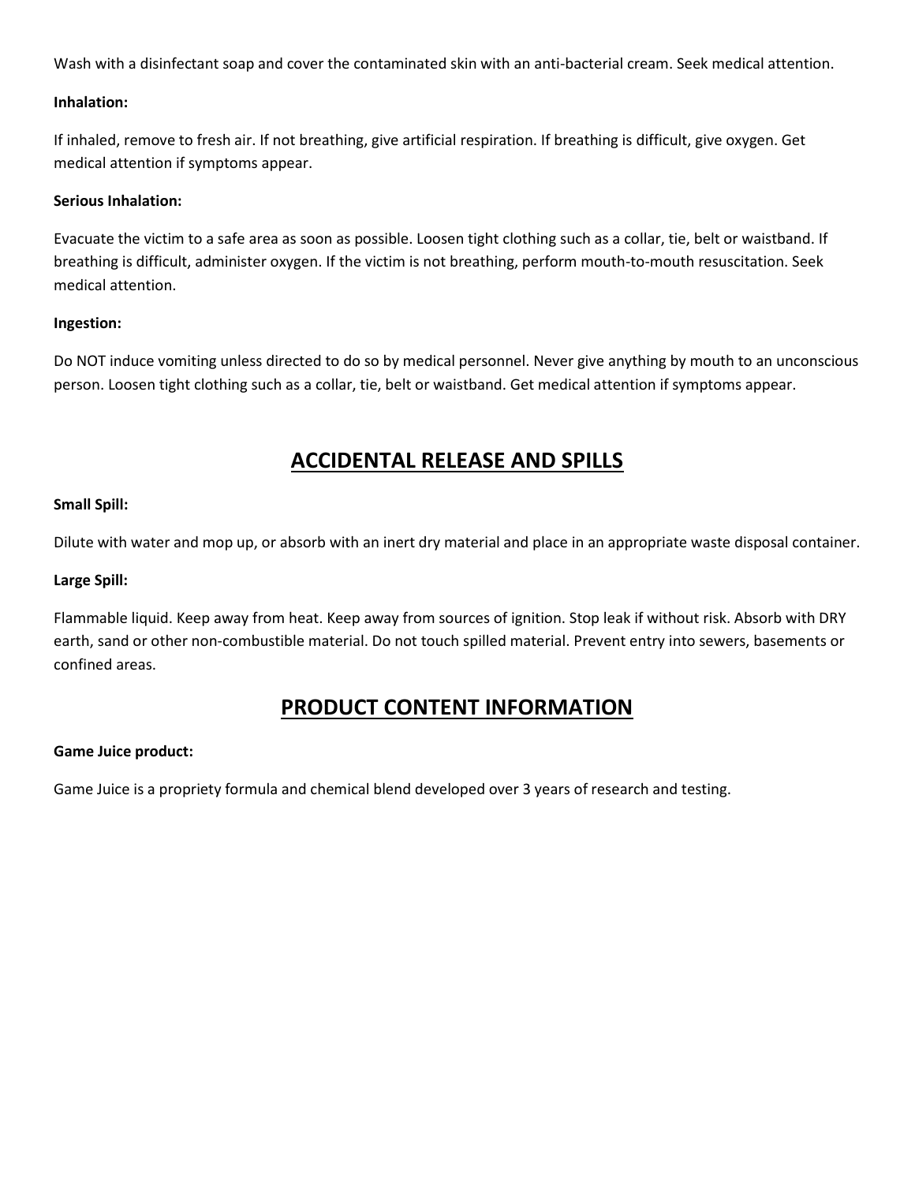Wash with a disinfectant soap and cover the contaminated skin with an anti-bacterial cream. Seek medical attention.

**Inhalation:**

If inhaled, remove to fresh air. If not breathing, give artificial respiration. If breathing is difficult, give oxygen. Get medical attention if symptoms appear.

**Serious Inhalation:**

Evacuate the victim to a safe area as soon as possible. Loosen tight clothing such as a collar, tie, belt or waistband. If breathing is difficult, administer oxygen. If the victim is not breathing, perform mouth-to-mouth resuscitation. Seek medical attention.

**Ingestion:**

Do NOT induce vomiting unless directed to do so by medical personnel. Never give anything by mouth to an unconscious person. Loosen tight clothing such as a collar, tie, belt or waistband. Get medical attention if symptoms appear.

## ACCIDENTAL RELEASE AND SPILLS

**Small Spill:**

Dilute with water and mop up, or absorb with an inert dry material and place in an appropriate waste disposal container.

**Large Spill:**

Flammable liquid. Keep away from heat. Keep away from sources of ignition. Stop leak if without risk. Absorb with DRY earth, sand or other non-combustible material. Do not touch spilled material. Prevent entry into sewers, basements or confined areas.

## PRODUCT CONTENT INFORMATION

**Game Juice product:**

Game Juice is a propriety formula and chemical blend developed over 3 years of research and testing.